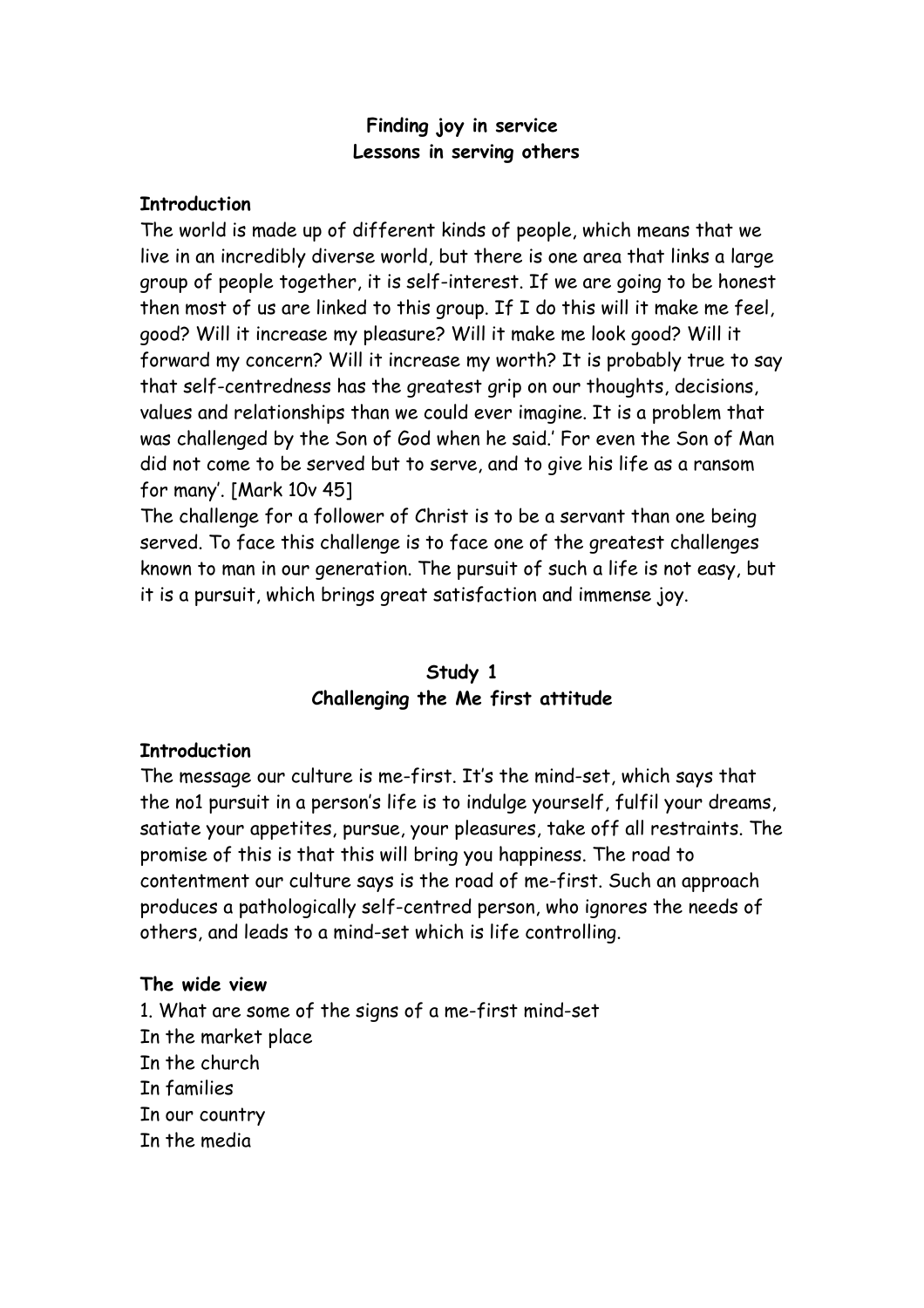# Finding joy in service
## Lessons in serving others

**Introduction**

The world is made up of different kinds of people, which means that we live in an incredibly diverse world, but there is one area that links a large group of people together, it is self-interest. If we are going to be honest then most of us are linked to this group. If I do this will it make me feel, good? Will it increase my pleasure? Will it make me look good? Will it forward my concern? Will it increase my worth? It is probably true to say that self-centredness has the greatest grip on our thoughts, decisions, values and relationships than we could ever imagine. It is a problem that was challenged by the Son of God when he said.' For even the Son of Man did not come to be served but to serve, and to give his life as a ransom for many'. [Mark 10v 45]

The challenge for a follower of Christ is to be a servant than one being served. To face this challenge is to face one of the greatest challenges known to man in our generation. The pursuit of such a life is not easy, but it is a pursuit, which brings great satisfaction and immense joy.

## Study 1
### Challenging the Me first attitude

**Introduction**

The message our culture is me-first. It's the mind-set, which says that the no1 pursuit in a person's life is to indulge yourself, fulfil your dreams, satiate your appetites, pursue, your pleasures, take off all restraints. The promise of this is that this will bring you happiness. The road to contentment our culture says is the road of me-first. Such an approach produces a pathologically self-centred person, who ignores the needs of others, and leads to a mind-set which is life controlling.

**The wide view**

1. What are some of the signs of a me-first mind-set

In the market place

In the church

In families

In our country

In the media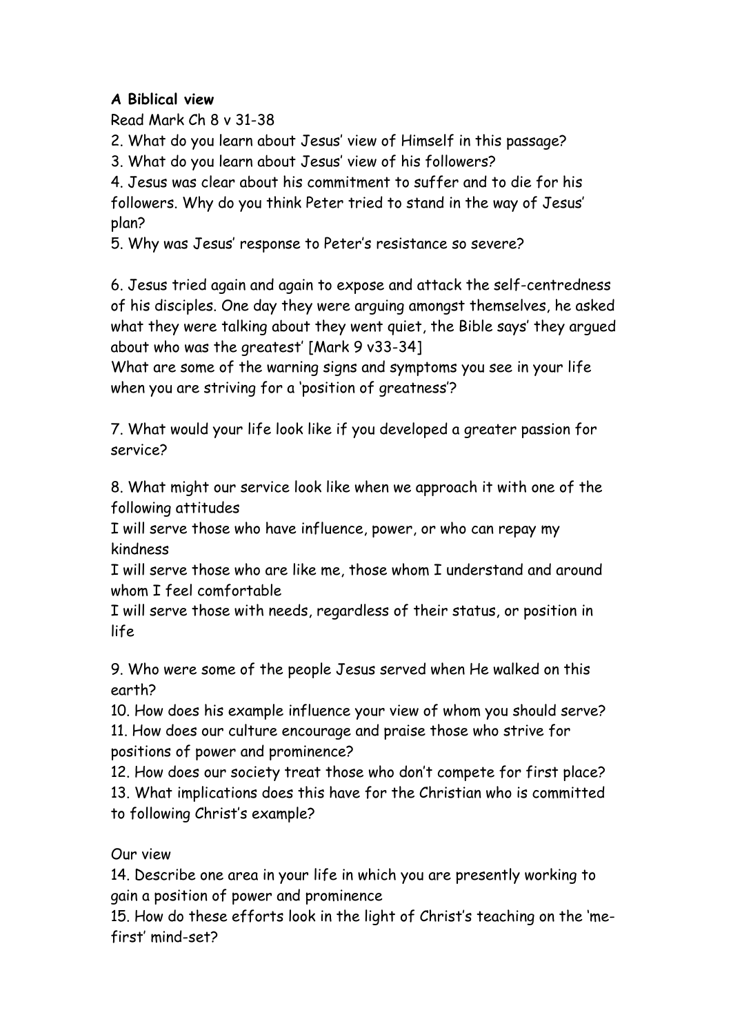**A Biblical view**

Read Mark Ch 8 v 31-38

2. What do you learn about Jesus' view of Himself in this passage?
3. What do you learn about Jesus' view of his followers?
4. Jesus was clear about his commitment to suffer and to die for his followers. Why do you think Peter tried to stand in the way of Jesus' plan?
5. Why was Jesus' response to Peter's resistance so severe?

6. Jesus tried again and again to expose and attack the self-centredness of his disciples. One day they were arguing amongst themselves, he asked what they were talking about they went quiet, the Bible says' they argued about who was the greatest' [Mark 9 v33-34]
What are some of the warning signs and symptoms you see in your life when you are striving for a 'position of greatness'?

7. What would your life look like if you developed a greater passion for service?

8. What might our service look like when we approach it with one of the following attitudes
I will serve those who have influence, power, or who can repay my kindness
I will serve those who are like me, those whom I understand and around whom I feel comfortable
I will serve those with needs, regardless of their status, or position in life

9. Who were some of the people Jesus served when He walked on this earth?
10. How does his example influence your view of whom you should serve?
11. How does our culture encourage and praise those who strive for positions of power and prominence?
12. How does our society treat those who don't compete for first place?
13. What implications does this have for the Christian who is committed to following Christ's example?

Our view

14. Describe one area in your life in which you are presently working to gain a position of power and prominence
15. How do these efforts look in the light of Christ's teaching on the 'me-first' mind-set?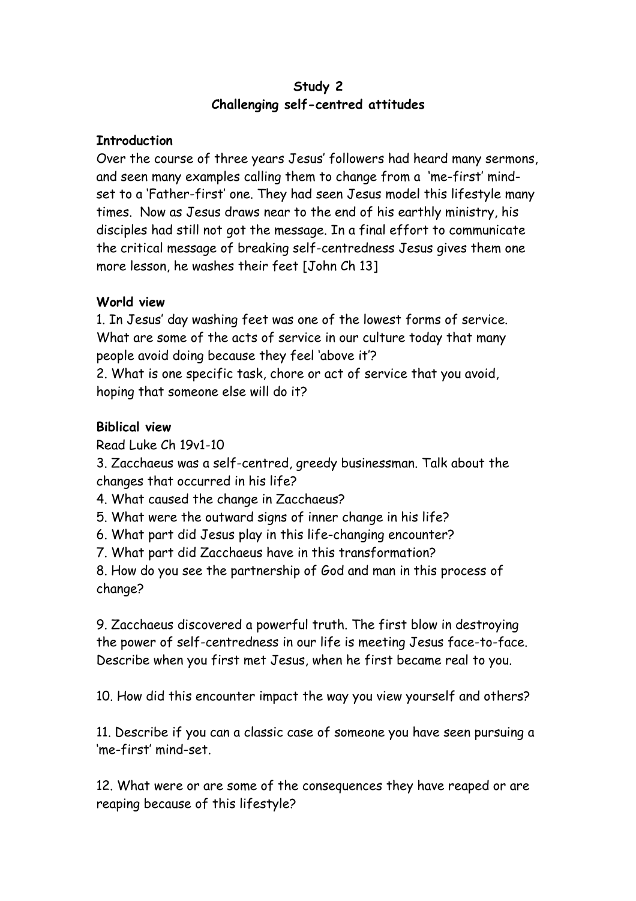**Study 2**

**Challenging self-centred attitudes**

**Introduction**

Over the course of three years Jesus' followers had heard many sermons, and seen many examples calling them to change from a 'me-first' mind-set to a 'Father-first' one. They had seen Jesus model this lifestyle many times. Now as Jesus draws near to the end of his earthly ministry, his disciples had still not got the message. In a final effort to communicate the critical message of breaking self-centredness Jesus gives them one more lesson, he washes their feet [John Ch 13]

**World view**

1. In Jesus' day washing feet was one of the lowest forms of service. What are some of the acts of service in our culture today that many people avoid doing because they feel 'above it'?
2. What is one specific task, chore or act of service that you avoid, hoping that someone else will do it?

**Biblical view**

Read Luke Ch 19v1-10

3. Zacchaeus was a self-centred, greedy businessman. Talk about the changes that occurred in his life?
4. What caused the change in Zacchaeus?
5. What were the outward signs of inner change in his life?
6. What part did Jesus play in this life-changing encounter?
7. What part did Zacchaeus have in this transformation?
8. How do you see the partnership of God and man in this process of change?

9. Zacchaeus discovered a powerful truth. The first blow in destroying the power of self-centredness in our life is meeting Jesus face-to-face. Describe when you first met Jesus, when he first became real to you.

10. How did this encounter impact the way you view yourself and others?

11. Describe if you can a classic case of someone you have seen pursuing a 'me-first' mind-set.

12. What were or are some of the consequences they have reaped or are reaping because of this lifestyle?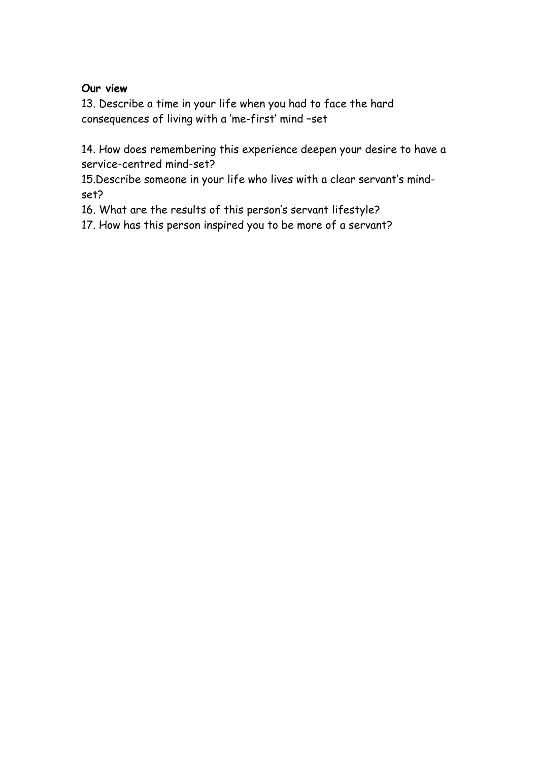**Our view**

13. Describe a time in your life when you had to face the hard consequences of living with a 'me-first' mind –set

14. How does remembering this experience deepen your desire to have a service-centred mind-set?

15.Describe someone in your life who lives with a clear servant's mind-set?

16. What are the results of this person's servant lifestyle?

17. How has this person inspired you to be more of a servant?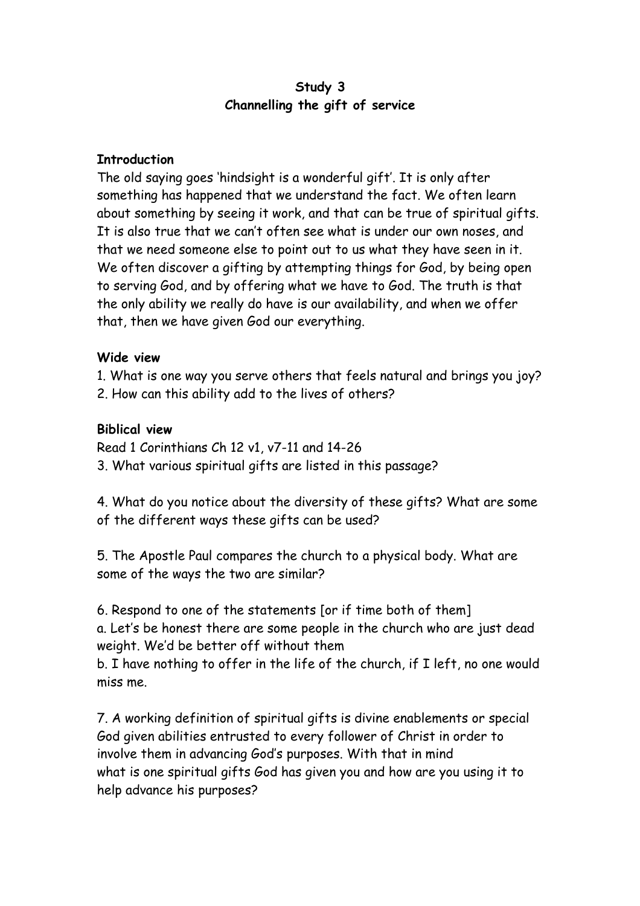# Study 3
## Channelling the gift of service

**Introduction**

The old saying goes 'hindsight is a wonderful gift'. It is only after something has happened that we understand the fact. We often learn about something by seeing it work, and that can be true of spiritual gifts. It is also true that we can't often see what is under our own noses, and that we need someone else to point out to us what they have seen in it. We often discover a gifting by attempting things for God, by being open to serving God, and by offering what we have to God. The truth is that the only ability we really do have is our availability, and when we offer that, then we have given God our everything.

**Wide view**

1. What is one way you serve others that feels natural and brings you joy?
2. How can this ability add to the lives of others?

**Biblical view**

Read 1 Corinthians Ch 12 v1, v7-11 and 14-26

3. What various spiritual gifts are listed in this passage?

4. What do you notice about the diversity of these gifts? What are some of the different ways these gifts can be used?

5. The Apostle Paul compares the church to a physical body. What are some of the ways the two are similar?

6. Respond to one of the statements [or if time both of them]

a. Let's be honest there are some people in the church who are just dead weight. We'd be better off without them

b. I have nothing to offer in the life of the church, if I left, no one would miss me.

7. A working definition of spiritual gifts is divine enablements or special God given abilities entrusted to every follower of Christ in order to involve them in advancing God's purposes. With that in mind what is one spiritual gifts God has given you and how are you using it to help advance his purposes?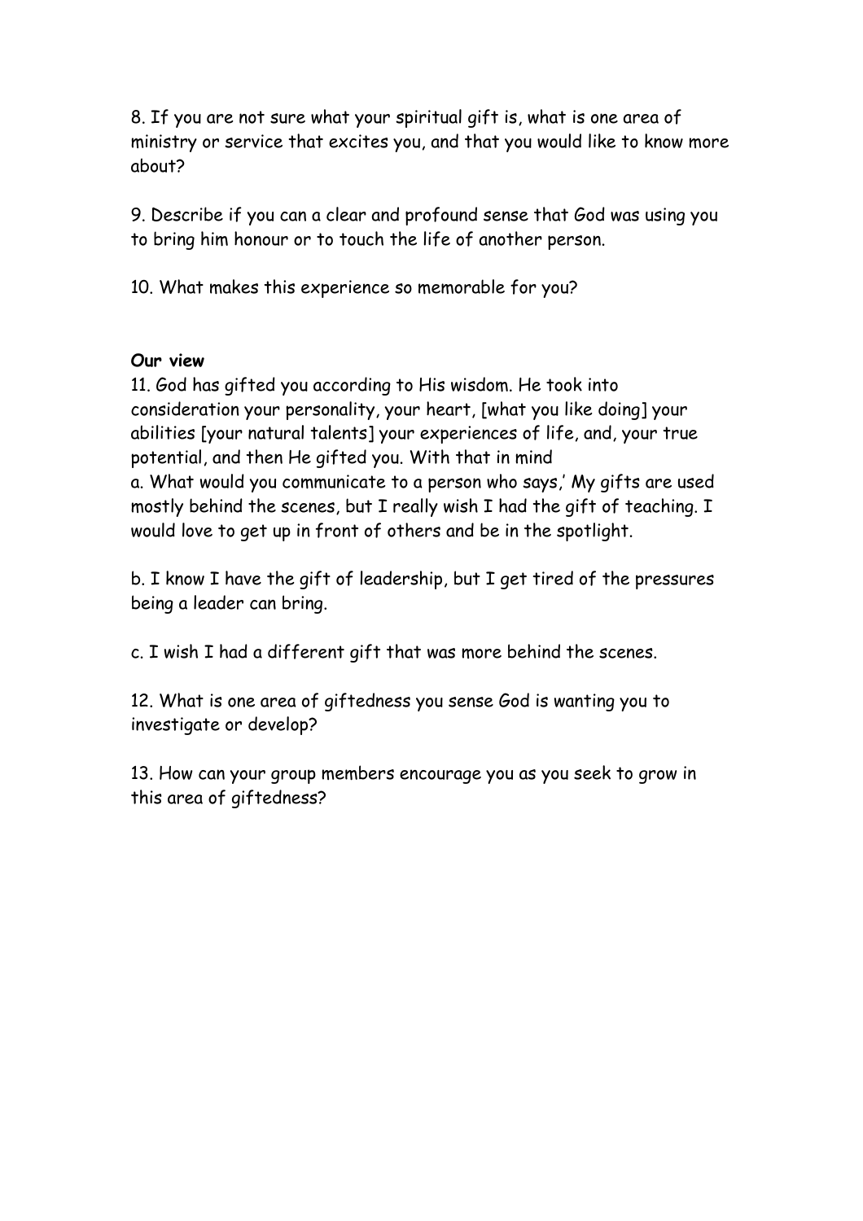8. If you are not sure what your spiritual gift is, what is one area of ministry or service that excites you, and that you would like to know more about?

9. Describe if you can a clear and profound sense that God was using you to bring him honour or to touch the life of another person.

10. What makes this experience so memorable for you?

**Our view**

11. God has gifted you according to His wisdom. He took into consideration your personality, your heart, [what you like doing] your abilities [your natural talents] your experiences of life, and, your true potential, and then He gifted you. With that in mind

a. What would you communicate to a person who says,' My gifts are used mostly behind the scenes, but I really wish I had the gift of teaching. I would love to get up in front of others and be in the spotlight.

b. I know I have the gift of leadership, but I get tired of the pressures being a leader can bring.

c. I wish I had a different gift that was more behind the scenes.

12. What is one area of giftedness you sense God is wanting you to investigate or develop?

13. How can your group members encourage you as you seek to grow in this area of giftedness?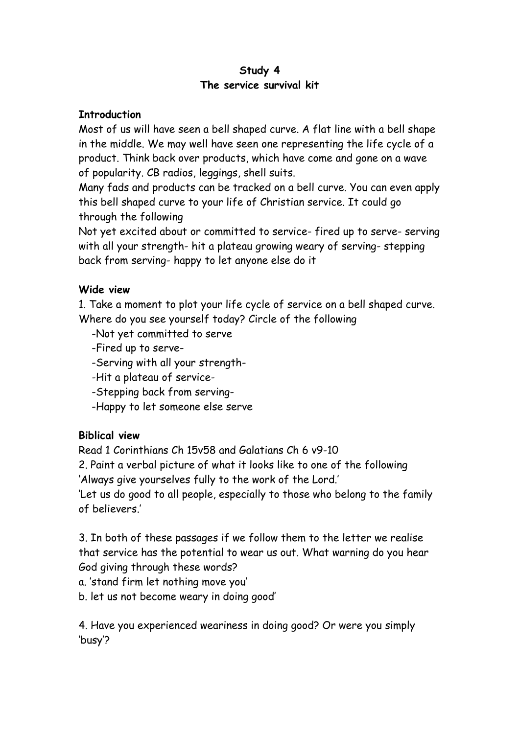**Study 4**
**The service survival kit**

**Introduction**

Most of us will have seen a bell shaped curve. A flat line with a bell shape in the middle. We may well have seen one representing the life cycle of a product. Think back over products, which have come and gone on a wave of popularity. CB radios, leggings, shell suits.

Many fads and products can be tracked on a bell curve. You can even apply this bell shaped curve to your life of Christian service. It could go through the following

Not yet excited about or committed to service- fired up to serve- serving with all your strength- hit a plateau growing weary of serving- stepping back from serving- happy to let anyone else do it

**Wide view**

1. Take a moment to plot your life cycle of service on a bell shaped curve. Where do you see yourself today? Circle of the following
   - -Not yet committed to serve
   - -Fired up to serve-
   - -Serving with all your strength-
   - -Hit a plateau of service-
   - -Stepping back from serving-
   - -Happy to let someone else serve

**Biblical view**

Read 1 Corinthians Ch 15v58 and Galatians Ch 6 v9-10

2. Paint a verbal picture of what it looks like to one of the following
'Always give yourselves fully to the work of the Lord.'
'Let us do good to all people, especially to those who belong to the family of believers.'

3. In both of these passages if we follow them to the letter we realise that service has the potential to wear us out. What warning do you hear God giving through these words?
a. 'stand firm let nothing move you'
b. let us not become weary in doing good'

4. Have you experienced weariness in doing good? Or were you simply 'busy'?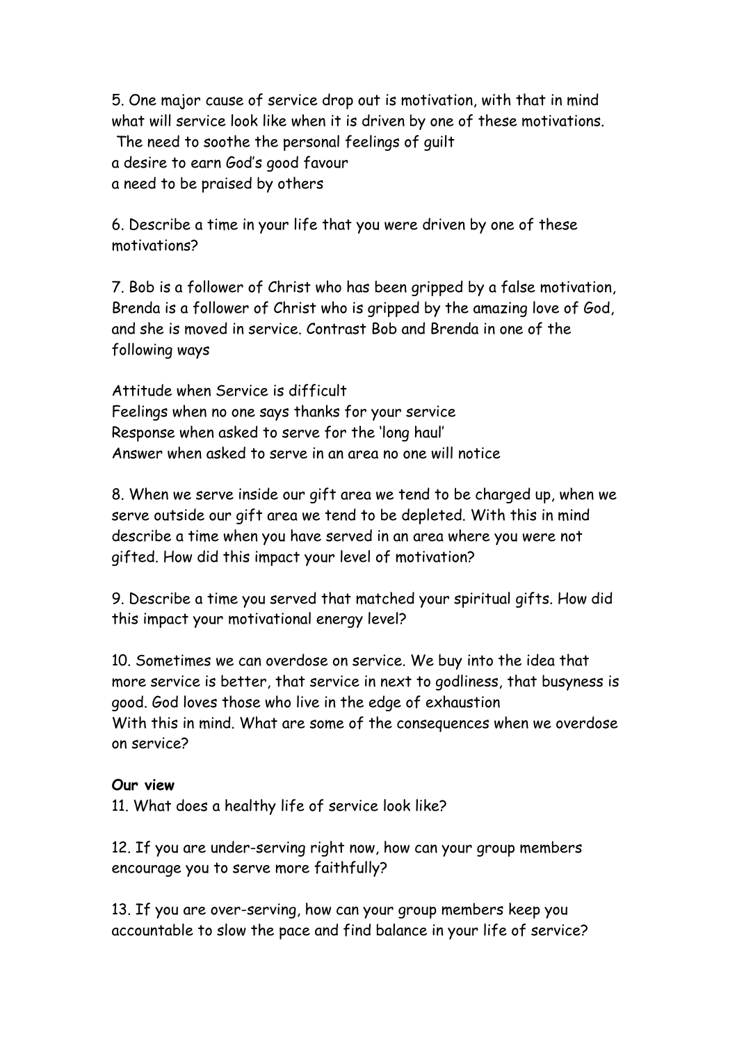5. One major cause of service drop out is motivation, with that in mind what will service look like when it is driven by one of these motivations.
The need to soothe the personal feelings of guilt
a desire to earn God's good favour
a need to be praised by others

6. Describe a time in your life that you were driven by one of these motivations?

7. Bob is a follower of Christ who has been gripped by a false motivation, Brenda is a follower of Christ who is gripped by the amazing love of God, and she is moved in service. Contrast Bob and Brenda in one of the following ways

Attitude when Service is difficult
Feelings when no one says thanks for your service
Response when asked to serve for the 'long haul'
Answer when asked to serve in an area no one will notice

8. When we serve inside our gift area we tend to be charged up, when we serve outside our gift area we tend to be depleted. With this in mind describe a time when you have served in an area where you were not gifted. How did this impact your level of motivation?

9. Describe a time you served that matched your spiritual gifts. How did this impact your motivational energy level?

10. Sometimes we can overdose on service. We buy into the idea that more service is better, that service in next to godliness, that busyness is good. God loves those who live in the edge of exhaustion
With this in mind. What are some of the consequences when we overdose on service?

**Our view**

11. What does a healthy life of service look like?

12. If you are under-serving right now, how can your group members encourage you to serve more faithfully?

13. If you are over-serving, how can your group members keep you accountable to slow the pace and find balance in your life of service?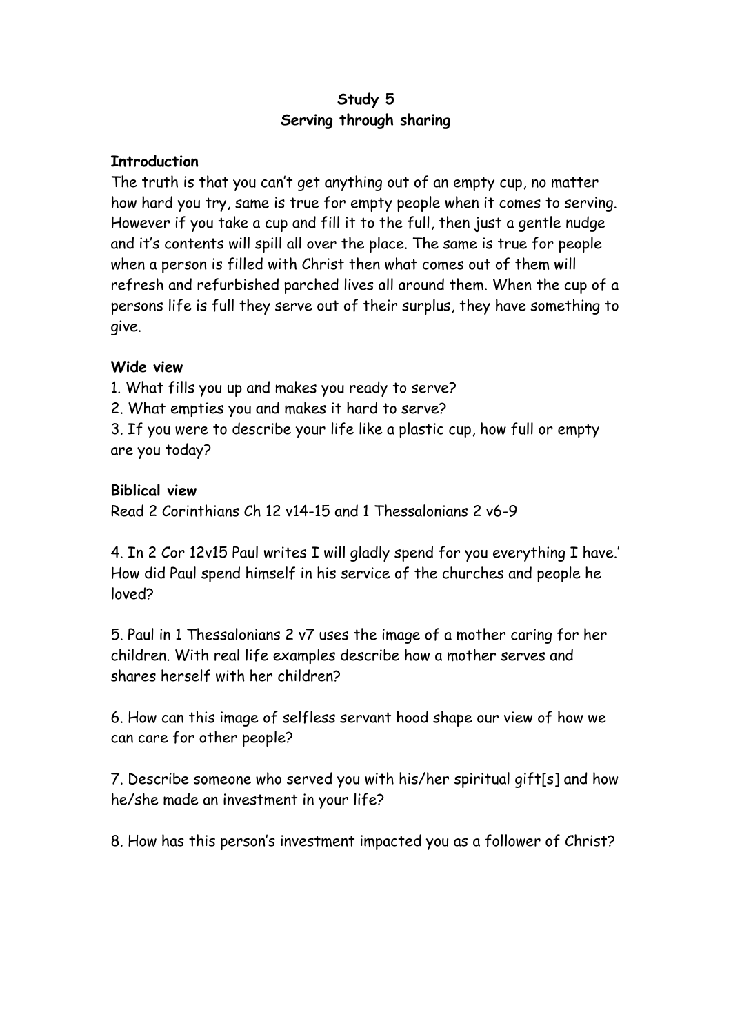# Study 5
## Serving through sharing

**Introduction**

The truth is that you can't get anything out of an empty cup, no matter how hard you try, same is true for empty people when it comes to serving. However if you take a cup and fill it to the full, then just a gentle nudge and it's contents will spill all over the place. The same is true for people when a person is filled with Christ then what comes out of them will refresh and refurbished parched lives all around them. When the cup of a persons life is full they serve out of their surplus, they have something to give.

**Wide view**

1. What fills you up and makes you ready to serve?
2. What empties you and makes it hard to serve?
3. If you were to describe your life like a plastic cup, how full or empty are you today?

**Biblical view**

Read 2 Corinthians Ch 12 v14-15 and 1 Thessalonians 2 v6-9

4. In 2 Cor 12v15 Paul writes I will gladly spend for you everything I have.' How did Paul spend himself in his service of the churches and people he loved?

5. Paul in 1 Thessalonians 2 v7 uses the image of a mother caring for her children. With real life examples describe how a mother serves and shares herself with her children?

6. How can this image of selfless servant hood shape our view of how we can care for other people?

7. Describe someone who served you with his/her spiritual gift[s] and how he/she made an investment in your life?

8. How has this person's investment impacted you as a follower of Christ?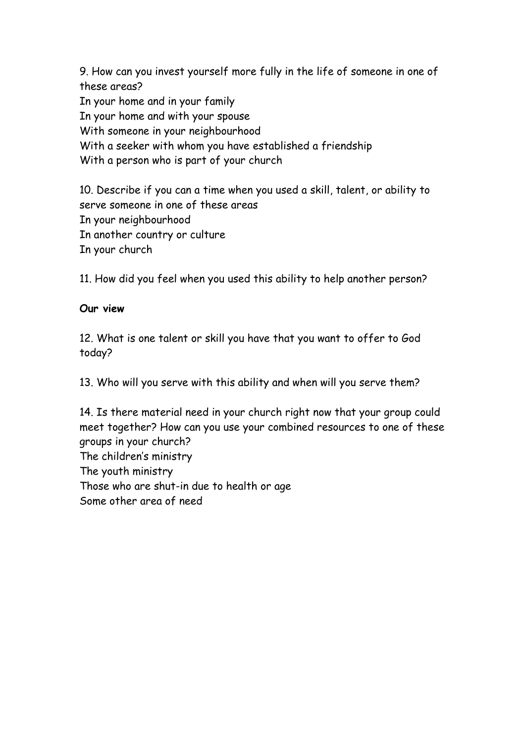9. How can you invest yourself more fully in the life of someone in one of these areas?
In your home and in your family
In your home and with your spouse
With someone in your neighbourhood
With a seeker with whom you have established a friendship
With a person who is part of your church

10. Describe if you can a time when you used a skill, talent, or ability to serve someone in one of these areas
In your neighbourhood
In another country or culture
In your church

11. How did you feel when you used this ability to help another person?

**Our view**

12. What is one talent or skill you have that you want to offer to God today?

13. Who will you serve with this ability and when will you serve them?

14. Is there material need in your church right now that your group could meet together? How can you use your combined resources to one of these groups in your church?
The children's ministry
The youth ministry
Those who are shut-in due to health or age
Some other area of need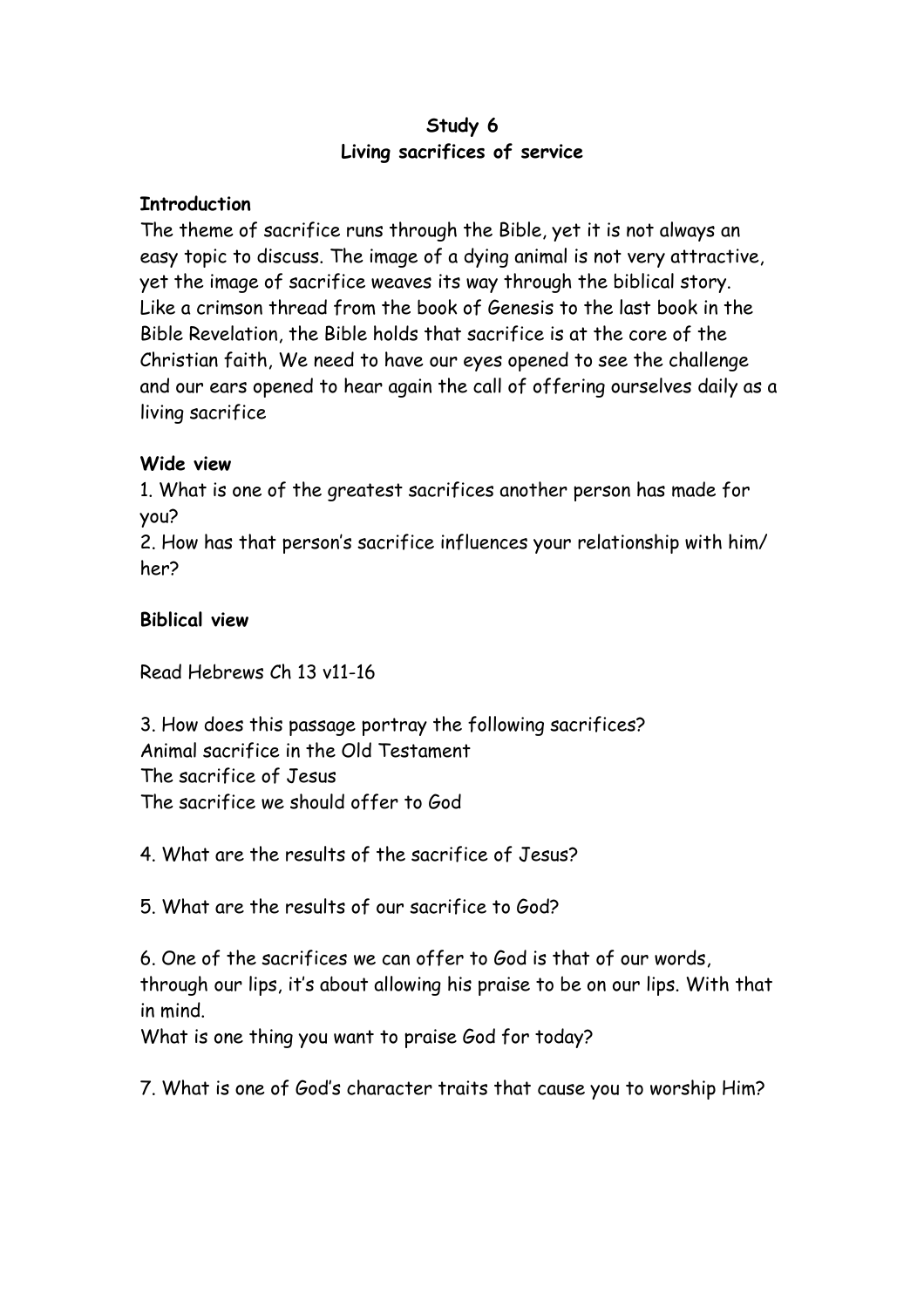**Study 6**
**Living sacrifices of service**

**Introduction**

The theme of sacrifice runs through the Bible, yet it is not always an easy topic to discuss. The image of a dying animal is not very attractive, yet the image of sacrifice weaves its way through the biblical story. Like a crimson thread from the book of Genesis to the last book in the Bible Revelation, the Bible holds that sacrifice is at the core of the Christian faith, We need to have our eyes opened to see the challenge and our ears opened to hear again the call of offering ourselves daily as a living sacrifice

**Wide view**

1. What is one of the greatest sacrifices another person has made for you?
2. How has that person's sacrifice influences your relationship with him/her?

**Biblical view**

Read Hebrews Ch 13 v11-16

3. How does this passage portray the following sacrifices?
Animal sacrifice in the Old Testament
The sacrifice of Jesus
The sacrifice we should offer to God

4. What are the results of the sacrifice of Jesus?

5. What are the results of our sacrifice to God?

6. One of the sacrifices we can offer to God is that of our words, through our lips, it's about allowing his praise to be on our lips. With that in mind.
What is one thing you want to praise God for today?

7. What is one of God's character traits that cause you to worship Him?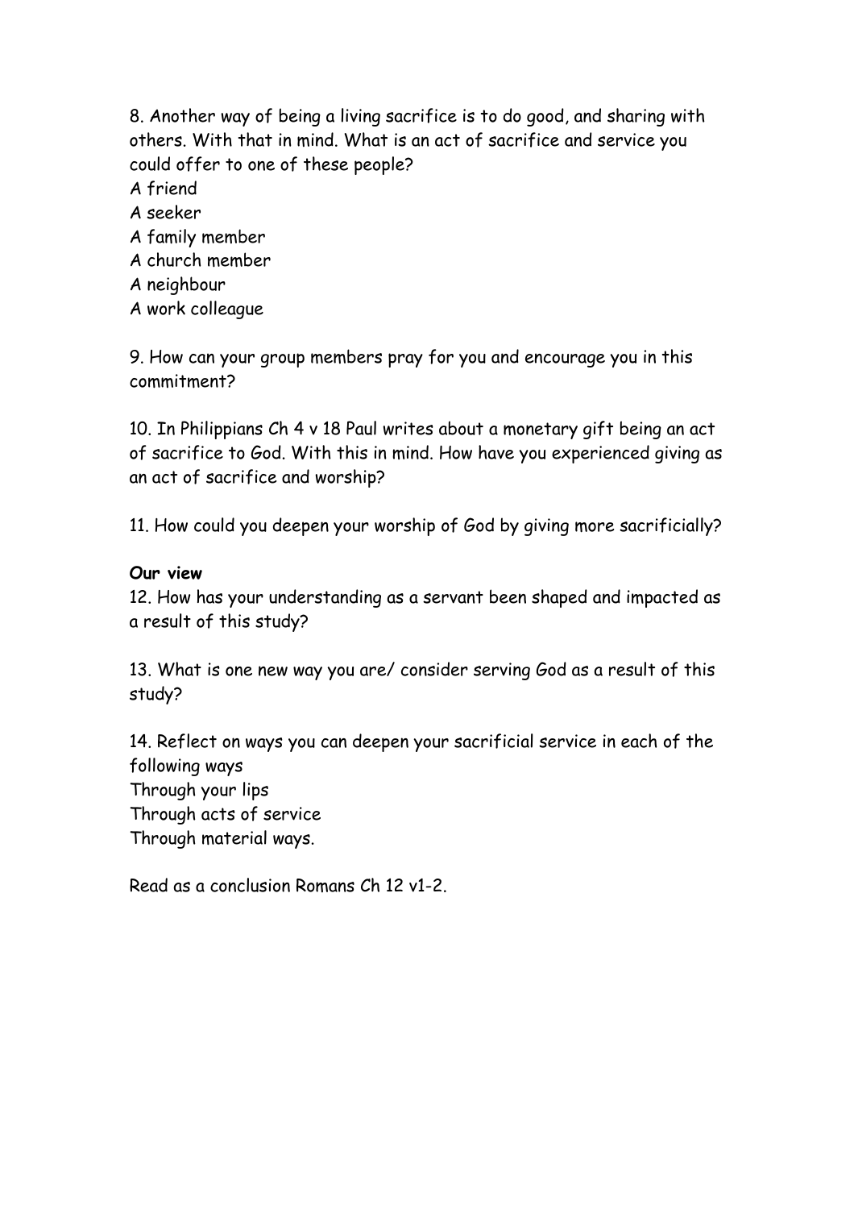8. Another way of being a living sacrifice is to do good, and sharing with others. With that in mind. What is an act of sacrifice and service you could offer to one of these people?
A friend
A seeker
A family member
A church member
A neighbour
A work colleague

9. How can your group members pray for you and encourage you in this commitment?

10. In Philippians Ch 4 v 18 Paul writes about a monetary gift being an act of sacrifice to God. With this in mind. How have you experienced giving as an act of sacrifice and worship?

11. How could you deepen your worship of God by giving more sacrificially?

**Our view**

12. How has your understanding as a servant been shaped and impacted as a result of this study?

13. What is one new way you are/ consider serving God as a result of this study?

14. Reflect on ways you can deepen your sacrificial service in each of the following ways
Through your lips
Through acts of service
Through material ways.

Read as a conclusion Romans Ch 12 v1-2.